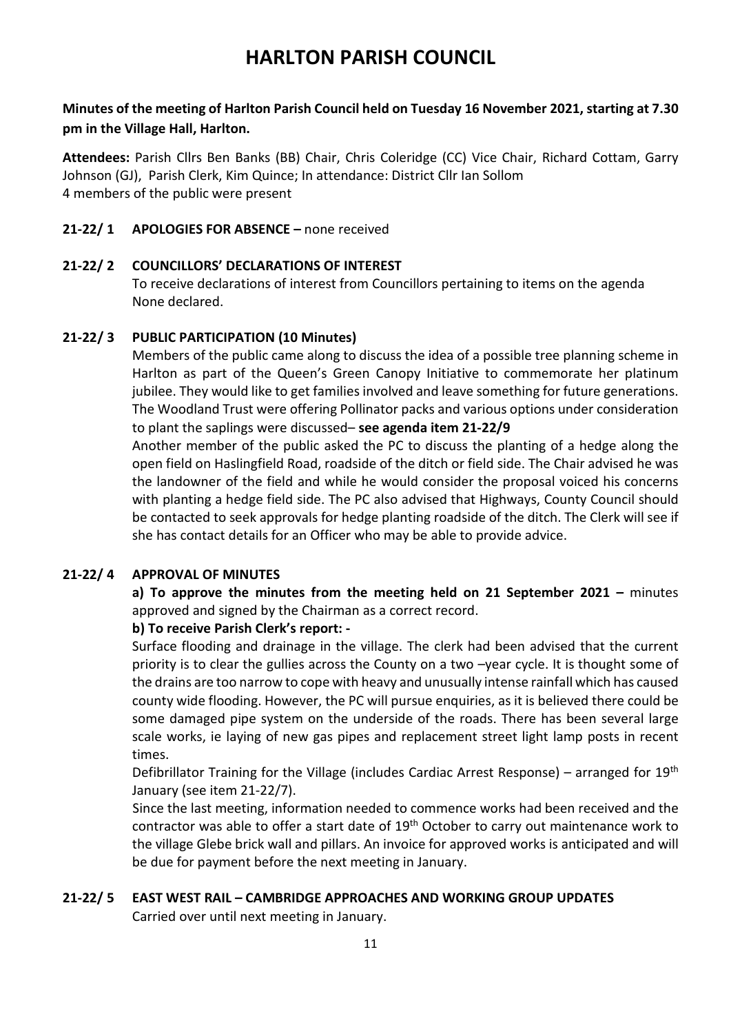# HARLTON PARISH COUNCIL

**Minutes of the meeting of Harlton Parish Council held on Tuesday 16 November 2021, starting at 7.30 pm in the Village Hall, Harlton.**

**Attendees:** Parish Cllrs Ben Banks (BB) Chair, Chris Coleridge (CC) Vice Chair, Richard Cottam, Garry Johnson (GJ), Parish Clerk, Kim Quince; In attendance: District Cllr Ian Sollom
4 members of the public were present

**21-22/ 1 APOLOGIES FOR ABSENCE –** none received

**21-22/ 2 COUNCILLORS' DECLARATIONS OF INTEREST**

To receive declarations of interest from Councillors pertaining to items on the agenda
None declared.

**21-22/ 3 PUBLIC PARTICIPATION (10 Minutes)**

Members of the public came along to discuss the idea of a possible tree planning scheme in Harlton as part of the Queen's Green Canopy Initiative to commemorate her platinum jubilee. They would like to get families involved and leave something for future generations. The Woodland Trust were offering Pollinator packs and various options under consideration to plant the saplings were discussed– **see agenda item 21-22/9**

Another member of the public asked the PC to discuss the planting of a hedge along the open field on Haslingfield Road, roadside of the ditch or field side. The Chair advised he was the landowner of the field and while he would consider the proposal voiced his concerns with planting a hedge field side. The PC also advised that Highways, County Council should be contacted to seek approvals for hedge planting roadside of the ditch. The Clerk will see if she has contact details for an Officer who may be able to provide advice.

**21-22/ 4 APPROVAL OF MINUTES**

**a) To approve the minutes from the meeting held on 21 September 2021 –** minutes approved and signed by the Chairman as a correct record.

**b) To receive Parish Clerk's report: -**

Surface flooding and drainage in the village. The clerk had been advised that the current priority is to clear the gullies across the County on a two –year cycle. It is thought some of the drains are too narrow to cope with heavy and unusually intense rainfall which has caused county wide flooding. However, the PC will pursue enquiries, as it is believed there could be some damaged pipe system on the underside of the roads. There has been several large scale works, ie laying of new gas pipes and replacement street light lamp posts in recent times.

Defibrillator Training for the Village (includes Cardiac Arrest Response) – arranged for 19th January (see item 21-22/7).

Since the last meeting, information needed to commence works had been received and the contractor was able to offer a start date of 19th October to carry out maintenance work to the village Glebe brick wall and pillars. An invoice for approved works is anticipated and will be due for payment before the next meeting in January.

**21-22/ 5 EAST WEST RAIL – CAMBRIDGE APPROACHES AND WORKING GROUP UPDATES**

Carried over until next meeting in January.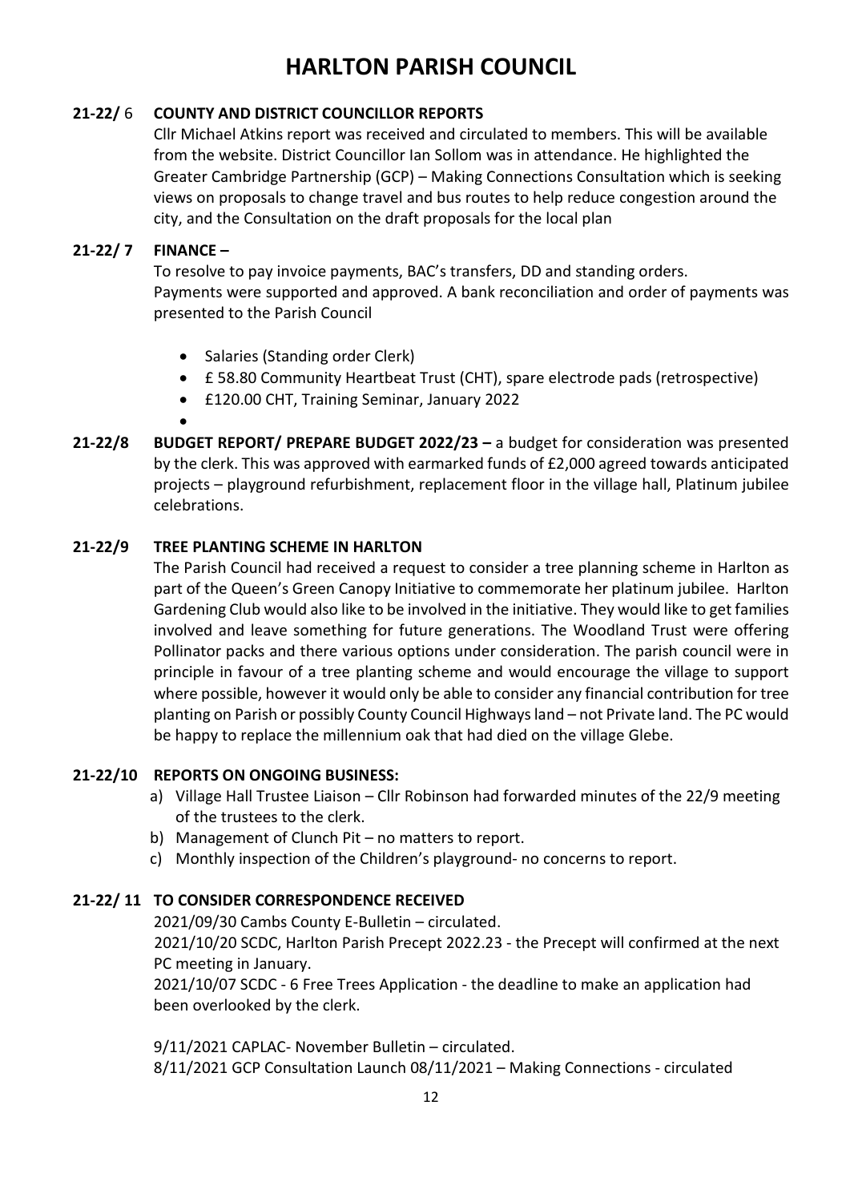# HARLTON PARISH COUNCIL

**21-22/ 6 COUNTY AND DISTRICT COUNCILLOR REPORTS**

Cllr Michael Atkins report was received and circulated to members. This will be available from the website. District Councillor Ian Sollom was in attendance. He highlighted the Greater Cambridge Partnership (GCP) – Making Connections Consultation which is seeking views on proposals to change travel and bus routes to help reduce congestion around the city, and the Consultation on the draft proposals for the local plan

**21-22/ 7 FINANCE –**

To resolve to pay invoice payments, BAC's transfers, DD and standing orders.
Payments were supported and approved. A bank reconciliation and order of payments was presented to the Parish Council

- Salaries (Standing order Clerk)
- £ 58.80 Community Heartbeat Trust (CHT), spare electrode pads (retrospective)
- £120.00 CHT, Training Seminar, January 2022
-

**21-22/8 BUDGET REPORT/ PREPARE BUDGET 2022/23 –** a budget for consideration was presented by the clerk. This was approved with earmarked funds of £2,000 agreed towards anticipated projects – playground refurbishment, replacement floor in the village hall, Platinum jubilee celebrations.

**21-22/9 TREE PLANTING SCHEME IN HARLTON**

The Parish Council had received a request to consider a tree planning scheme in Harlton as part of the Queen's Green Canopy Initiative to commemorate her platinum jubilee. Harlton Gardening Club would also like to be involved in the initiative. They would like to get families involved and leave something for future generations. The Woodland Trust were offering Pollinator packs and there various options under consideration. The parish council were in principle in favour of a tree planting scheme and would encourage the village to support where possible, however it would only be able to consider any financial contribution for tree planting on Parish or possibly County Council Highways land – not Private land. The PC would be happy to replace the millennium oak that had died on the village Glebe.

**21-22/10 REPORTS ON ONGOING BUSINESS:**

a) Village Hall Trustee Liaison – Cllr Robinson had forwarded minutes of the 22/9 meeting of the trustees to the clerk.
b) Management of Clunch Pit – no matters to report.
c) Monthly inspection of the Children's playground- no concerns to report.

**21-22/ 11 TO CONSIDER CORRESPONDENCE RECEIVED**

2021/09/30 Cambs County E-Bulletin – circulated.
2021/10/20 SCDC, Harlton Parish Precept 2022.23 - the Precept will confirmed at the next PC meeting in January.
2021/10/07 SCDC - 6 Free Trees Application - the deadline to make an application had been overlooked by the clerk.

9/11/2021 CAPLAC- November Bulletin – circulated.
8/11/2021 GCP Consultation Launch 08/11/2021 – Making Connections - circulated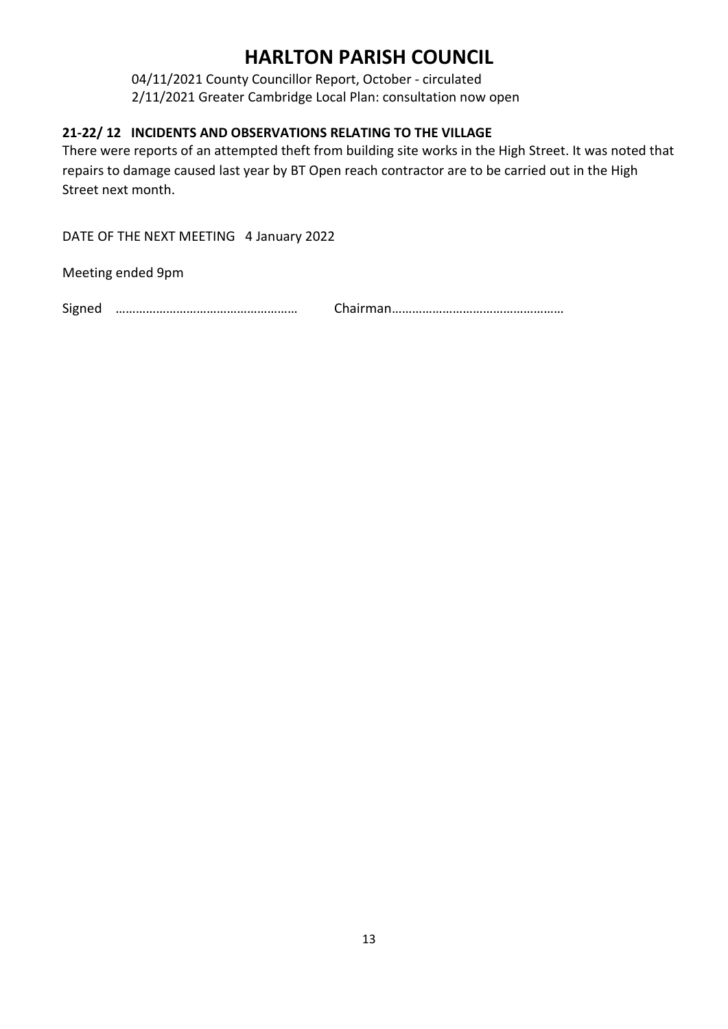# HARLTON PARISH COUNCIL

04/11/2021 County Councillor Report, October - circulated
2/11/2021 Greater Cambridge Local Plan: consultation now open

### 21-22/ 12 INCIDENTS AND OBSERVATIONS RELATING TO THE VILLAGE

There were reports of an attempted theft from building site works in the High Street. It was noted that repairs to damage caused last year by BT Open reach contractor are to be carried out in the High Street next month.

DATE OF THE NEXT MEETING 4 January 2022

Meeting ended 9pm

Signed ……………………………………………… Chairman……………………………………………